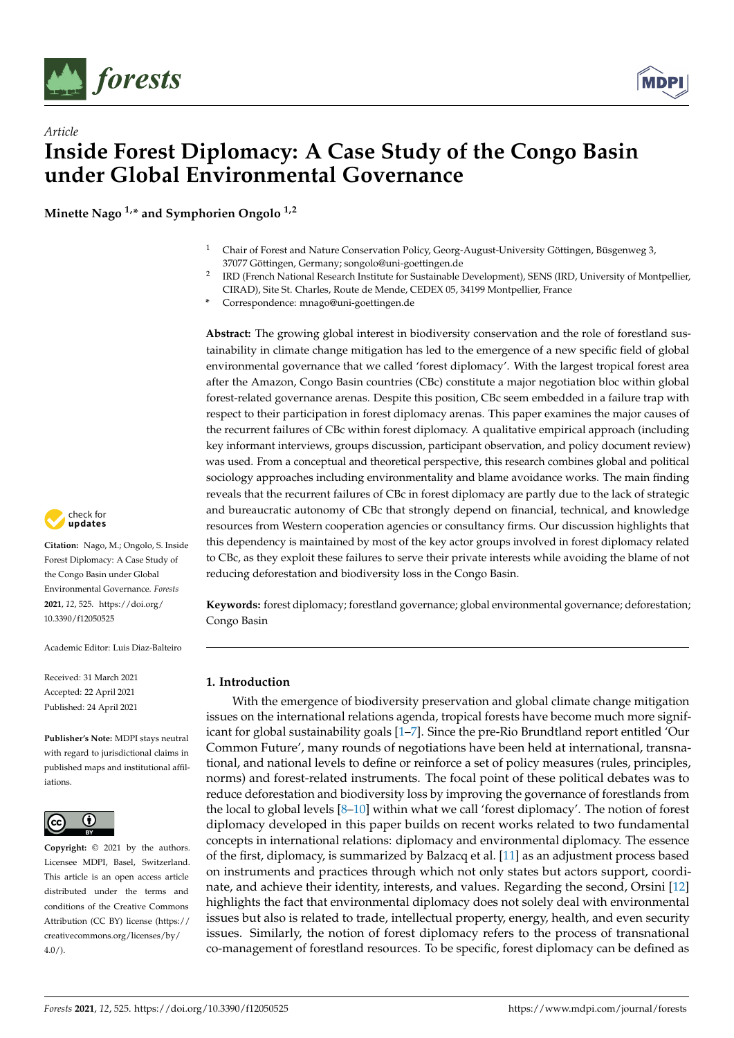*Article*

# Inside Forest Diplomacy: A Case Study of the Congo Basin under Global Environmental Governance

**Minette Nago [1,*] and Symphorien Ongolo [1,2]**

[1] Chair of Forest and Nature Conservation Policy, Georg-August-University Göttingen, Büsgenweg 3, 37077 Göttingen, Germany; songolo@uni-goettingen.de

[2] IRD (French National Research Institute for Sustainable Development), SENS (IRD, University of Montpellier, CIRAD), Site St. Charles, Route de Mende, CEDEX 05, 34199 Montpellier, France

[*] Correspondence: mnago@uni-goettingen.de

**Abstract:** The growing global interest in biodiversity conservation and the role of forestland sustainability in climate change mitigation has led to the emergence of a new specific field of global environmental governance that we called 'forest diplomacy'. With the largest tropical forest area after the Amazon, Congo Basin countries (CBc) constitute a major negotiation bloc within global forest-related governance arenas. Despite this position, CBc seem embedded in a failure trap with respect to their participation in forest diplomacy arenas. This paper examines the major causes of the recurrent failures of CBc within forest diplomacy. A qualitative empirical approach (including key informant interviews, groups discussion, participant observation, and policy document review) was used. From a conceptual and theoretical perspective, this research combines global and political sociology approaches including environmentality and blame avoidance works. The main finding reveals that the recurrent failures of CBc in forest diplomacy are partly due to the lack of strategic and bureaucratic autonomy of CBc that strongly depend on financial, technical, and knowledge resources from Western cooperation agencies or consultancy firms. Our discussion highlights that this dependency is maintained by most of the key actor groups involved in forest diplomacy related to CBc, as they exploit these failures to serve their private interests while avoiding the blame of not reducing deforestation and biodiversity loss in the Congo Basin.

**Keywords:** forest diplomacy; forestland governance; global environmental governance; deforestation; Congo Basin

**Citation:** Nago, M.; Ongolo, S. Inside Forest Diplomacy: A Case Study of the Congo Basin under Global Environmental Governance. *Forests* **2021**, *12*, 525. https://doi.org/10.3390/f12050525

Academic Editor: Luis Diaz-Balteiro

Received: 31 March 2021
Accepted: 22 April 2021
Published: 24 April 2021

**Publisher's Note:** MDPI stays neutral with regard to jurisdictional claims in published maps and institutional affiliations.

**Copyright:** © 2021 by the authors. Licensee MDPI, Basel, Switzerland. This article is an open access article distributed under the terms and conditions of the Creative Commons Attribution (CC BY) license (https://creativecommons.org/licenses/by/4.0/).

## 1. Introduction

With the emergence of biodiversity preservation and global climate change mitigation issues on the international relations agenda, tropical forests have become much more significant for global sustainability goals [1–7]. Since the pre-Rio Brundtland report entitled 'Our Common Future', many rounds of negotiations have been held at international, transnational, and national levels to define or reinforce a set of policy measures (rules, principles, norms) and forest-related instruments. The focal point of these political debates was to reduce deforestation and biodiversity loss by improving the governance of forestlands from the local to global levels [8–10] within what we call 'forest diplomacy'. The notion of forest diplomacy developed in this paper builds on recent works related to two fundamental concepts in international relations: diplomacy and environmental diplomacy. The essence of the first, diplomacy, is summarized by Balzacq et al. [11] as an adjustment process based on instruments and practices through which not only states but actors support, coordinate, and achieve their identity, interests, and values. Regarding the second, Orsini [12] highlights the fact that environmental diplomacy does not solely deal with environmental issues but also is related to trade, intellectual property, energy, health, and even security issues. Similarly, the notion of forest diplomacy refers to the process of transnational co-management of forestland resources. To be specific, forest diplomacy can be defined as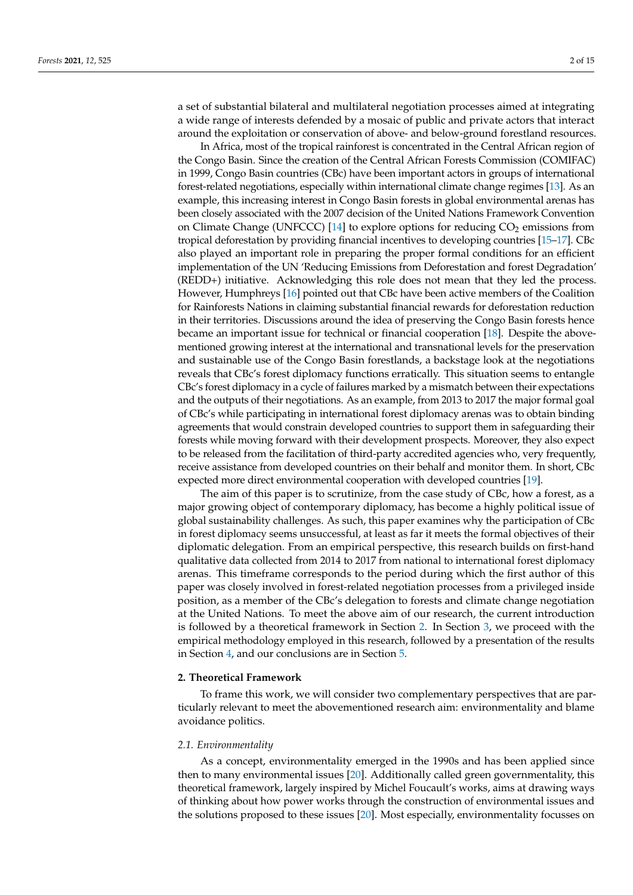a set of substantial bilateral and multilateral negotiation processes aimed at integrating a wide range of interests defended by a mosaic of public and private actors that interact around the exploitation or conservation of above- and below-ground forestland resources.

In Africa, most of the tropical rainforest is concentrated in the Central African region of the Congo Basin. Since the creation of the Central African Forests Commission (COMIFAC) in 1999, Congo Basin countries (CBc) have been important actors in groups of international forest-related negotiations, especially within international climate change regimes [13]. As an example, this increasing interest in Congo Basin forests in global environmental arenas has been closely associated with the 2007 decision of the United Nations Framework Convention on Climate Change (UNFCCC) [14] to explore options for reducing $CO_2$ emissions from tropical deforestation by providing financial incentives to developing countries [15–17]. CBc also played an important role in preparing the proper formal conditions for an efficient implementation of the UN 'Reducing Emissions from Deforestation and forest Degradation' (REDD+) initiative. Acknowledging this role does not mean that they led the process. However, Humphreys [16] pointed out that CBc have been active members of the Coalition for Rainforests Nations in claiming substantial financial rewards for deforestation reduction in their territories. Discussions around the idea of preserving the Congo Basin forests hence became an important issue for technical or financial cooperation [18]. Despite the above-mentioned growing interest at the international and transnational levels for the preservation and sustainable use of the Congo Basin forestlands, a backstage look at the negotiations reveals that CBc's forest diplomacy functions erratically. This situation seems to entangle CBc's forest diplomacy in a cycle of failures marked by a mismatch between their expectations and the outputs of their negotiations. As an example, from 2013 to 2017 the major formal goal of CBc's while participating in international forest diplomacy arenas was to obtain binding agreements that would constrain developed countries to support them in safeguarding their forests while moving forward with their development prospects. Moreover, they also expect to be released from the facilitation of third-party accredited agencies who, very frequently, receive assistance from developed countries on their behalf and monitor them. In short, CBc expected more direct environmental cooperation with developed countries [19].

The aim of this paper is to scrutinize, from the case study of CBc, how a forest, as a major growing object of contemporary diplomacy, has become a highly political issue of global sustainability challenges. As such, this paper examines why the participation of CBc in forest diplomacy seems unsuccessful, at least as far it meets the formal objectives of their diplomatic delegation. From an empirical perspective, this research builds on first-hand qualitative data collected from 2014 to 2017 from national to international forest diplomacy arenas. This timeframe corresponds to the period during which the first author of this paper was closely involved in forest-related negotiation processes from a privileged inside position, as a member of the CBc's delegation to forests and climate change negotiation at the United Nations. To meet the above aim of our research, the current introduction is followed by a theoretical framework in Section 2. In Section 3, we proceed with the empirical methodology employed in this research, followed by a presentation of the results in Section 4, and our conclusions are in Section 5.

## 2. Theoretical Framework

To frame this work, we will consider two complementary perspectives that are particularly relevant to meet the abovementioned research aim: environmentality and blame avoidance politics.

### 2.1. Environmentality

As a concept, environmentality emerged in the 1990s and has been applied since then to many environmental issues [20]. Additionally called green governmentality, this theoretical framework, largely inspired by Michel Foucault's works, aims at drawing ways of thinking about how power works through the construction of environmental issues and the solutions proposed to these issues [20]. Most especially, environmentality focusses on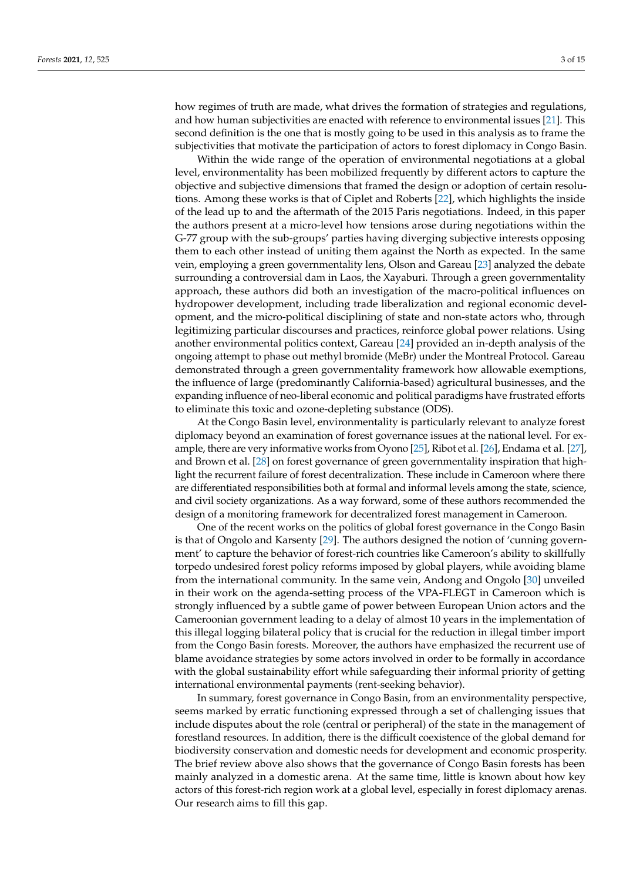how regimes of truth are made, what drives the formation of strategies and regulations, and how human subjectivities are enacted with reference to environmental issues [21]. This second definition is the one that is mostly going to be used in this analysis as to frame the subjectivities that motivate the participation of actors to forest diplomacy in Congo Basin.

Within the wide range of the operation of environmental negotiations at a global level, environmentality has been mobilized frequently by different actors to capture the objective and subjective dimensions that framed the design or adoption of certain resolutions. Among these works is that of Ciplet and Roberts [22], which highlights the inside of the lead up to and the aftermath of the 2015 Paris negotiations. Indeed, in this paper the authors present at a micro-level how tensions arose during negotiations within the G-77 group with the sub-groups' parties having diverging subjective interests opposing them to each other instead of uniting them against the North as expected. In the same vein, employing a green governmentality lens, Olson and Gareau [23] analyzed the debate surrounding a controversial dam in Laos, the Xayaburi. Through a green governmentality approach, these authors did both an investigation of the macro-political influences on hydropower development, including trade liberalization and regional economic development, and the micro-political disciplining of state and non-state actors who, through legitimizing particular discourses and practices, reinforce global power relations. Using another environmental politics context, Gareau [24] provided an in-depth analysis of the ongoing attempt to phase out methyl bromide (MeBr) under the Montreal Protocol. Gareau demonstrated through a green governmentality framework how allowable exemptions, the influence of large (predominantly California-based) agricultural businesses, and the expanding influence of neo-liberal economic and political paradigms have frustrated efforts to eliminate this toxic and ozone-depleting substance (ODS).

At the Congo Basin level, environmentality is particularly relevant to analyze forest diplomacy beyond an examination of forest governance issues at the national level. For example, there are very informative works from Oyono [25], Ribot et al. [26], Endama et al. [27], and Brown et al. [28] on forest governance of green governmentality inspiration that highlight the recurrent failure of forest decentralization. These include in Cameroon where there are differentiated responsibilities both at formal and informal levels among the state, science, and civil society organizations. As a way forward, some of these authors recommended the design of a monitoring framework for decentralized forest management in Cameroon.

One of the recent works on the politics of global forest governance in the Congo Basin is that of Ongolo and Karsenty [29]. The authors designed the notion of 'cunning government' to capture the behavior of forest-rich countries like Cameroon's ability to skillfully torpedo undesired forest policy reforms imposed by global players, while avoiding blame from the international community. In the same vein, Andong and Ongolo [30] unveiled in their work on the agenda-setting process of the VPA-FLEGT in Cameroon which is strongly influenced by a subtle game of power between European Union actors and the Cameroonian government leading to a delay of almost 10 years in the implementation of this illegal logging bilateral policy that is crucial for the reduction in illegal timber import from the Congo Basin forests. Moreover, the authors have emphasized the recurrent use of blame avoidance strategies by some actors involved in order to be formally in accordance with the global sustainability effort while safeguarding their informal priority of getting international environmental payments (rent-seeking behavior).

In summary, forest governance in Congo Basin, from an environmentality perspective, seems marked by erratic functioning expressed through a set of challenging issues that include disputes about the role (central or peripheral) of the state in the management of forestland resources. In addition, there is the difficult coexistence of the global demand for biodiversity conservation and domestic needs for development and economic prosperity. The brief review above also shows that the governance of Congo Basin forests has been mainly analyzed in a domestic arena. At the same time, little is known about how key actors of this forest-rich region work at a global level, especially in forest diplomacy arenas. Our research aims to fill this gap.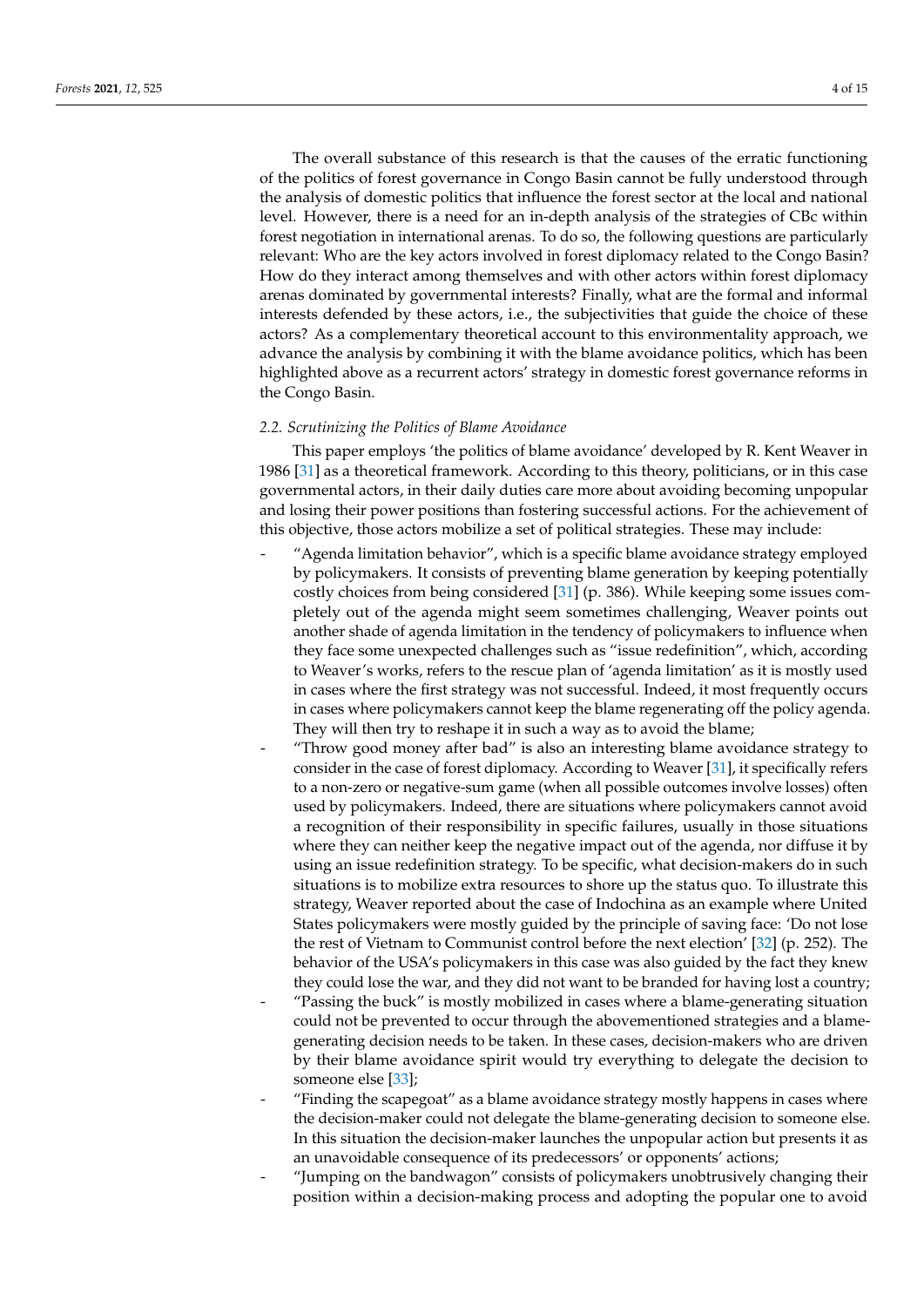The overall substance of this research is that the causes of the erratic functioning of the politics of forest governance in Congo Basin cannot be fully understood through the analysis of domestic politics that influence the forest sector at the local and national level. However, there is a need for an in-depth analysis of the strategies of CBc within forest negotiation in international arenas. To do so, the following questions are particularly relevant: Who are the key actors involved in forest diplomacy related to the Congo Basin? How do they interact among themselves and with other actors within forest diplomacy arenas dominated by governmental interests? Finally, what are the formal and informal interests defended by these actors, i.e., the subjectivities that guide the choice of these actors? As a complementary theoretical account to this environmentality approach, we advance the analysis by combining it with the blame avoidance politics, which has been highlighted above as a recurrent actors' strategy in domestic forest governance reforms in the Congo Basin.

### *2.2. Scrutinizing the Politics of Blame Avoidance*

This paper employs 'the politics of blame avoidance' developed by R. Kent Weaver in 1986 [31] as a theoretical framework. According to this theory, politicians, or in this case governmental actors, in their daily duties care more about avoiding becoming unpopular and losing their power positions than fostering successful actions. For the achievement of this objective, those actors mobilize a set of political strategies. These may include:

- "Agenda limitation behavior", which is a specific blame avoidance strategy employed by policymakers. It consists of preventing blame generation by keeping potentially costly choices from being considered [31] (p. 386). While keeping some issues completely out of the agenda might seem sometimes challenging, Weaver points out another shade of agenda limitation in the tendency of policymakers to influence when they face some unexpected challenges such as "issue redefinition", which, according to Weaver's works, refers to the rescue plan of 'agenda limitation' as it is mostly used in cases where the first strategy was not successful. Indeed, it most frequently occurs in cases where policymakers cannot keep the blame regenerating off the policy agenda. They will then try to reshape it in such a way as to avoid the blame;
- "Throw good money after bad" is also an interesting blame avoidance strategy to consider in the case of forest diplomacy. According to Weaver [31], it specifically refers to a non-zero or negative-sum game (when all possible outcomes involve losses) often used by policymakers. Indeed, there are situations where policymakers cannot avoid a recognition of their responsibility in specific failures, usually in those situations where they can neither keep the negative impact out of the agenda, nor diffuse it by using an issue redefinition strategy. To be specific, what decision-makers do in such situations is to mobilize extra resources to shore up the status quo. To illustrate this strategy, Weaver reported about the case of Indochina as an example where United States policymakers were mostly guided by the principle of saving face: 'Do not lose the rest of Vietnam to Communist control before the next election' [32] (p. 252). The behavior of the USA's policymakers in this case was also guided by the fact they knew they could lose the war, and they did not want to be branded for having lost a country;
- "Passing the buck" is mostly mobilized in cases where a blame-generating situation could not be prevented to occur through the abovementioned strategies and a blame-generating decision needs to be taken. In these cases, decision-makers who are driven by their blame avoidance spirit would try everything to delegate the decision to someone else [33];
- "Finding the scapegoat" as a blame avoidance strategy mostly happens in cases where the decision-maker could not delegate the blame-generating decision to someone else. In this situation the decision-maker launches the unpopular action but presents it as an unavoidable consequence of its predecessors' or opponents' actions;
- "Jumping on the bandwagon" consists of policymakers unobtrusively changing their position within a decision-making process and adopting the popular one to avoid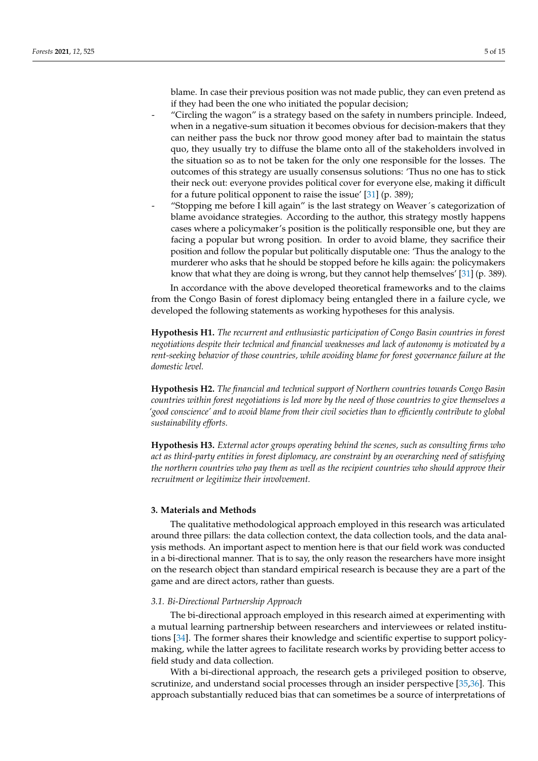blame. In case their previous position was not made public, they can even pretend as if they had been the one who initiated the popular decision;

- "Circling the wagon" is a strategy based on the safety in numbers principle. Indeed, when in a negative-sum situation it becomes obvious for decision-makers that they can neither pass the buck nor throw good money after bad to maintain the status quo, they usually try to diffuse the blame onto all of the stakeholders involved in the situation so as to not be taken for the only one responsible for the losses. The outcomes of this strategy are usually consensus solutions: 'Thus no one has to stick their neck out: everyone provides political cover for everyone else, making it difficult for a future political opponent to raise the issue' [31] (p. 389);
- "Stopping me before I kill again" is the last strategy on Weaver´s categorization of blame avoidance strategies. According to the author, this strategy mostly happens cases where a policymaker's position is the politically responsible one, but they are facing a popular but wrong position. In order to avoid blame, they sacrifice their position and follow the popular but politically disputable one: 'Thus the analogy to the murderer who asks that he should be stopped before he kills again: the policymakers know that what they are doing is wrong, but they cannot help themselves' [31] (p. 389).

In accordance with the above developed theoretical frameworks and to the claims from the Congo Basin of forest diplomacy being entangled there in a failure cycle, we developed the following statements as working hypotheses for this analysis.

**Hypothesis H1.** *The recurrent and enthusiastic participation of Congo Basin countries in forest negotiations despite their technical and financial weaknesses and lack of autonomy is motivated by a rent-seeking behavior of those countries, while avoiding blame for forest governance failure at the domestic level.*

**Hypothesis H2.** *The financial and technical support of Northern countries towards Congo Basin countries within forest negotiations is led more by the need of those countries to give themselves a 'good conscience' and to avoid blame from their civil societies than to efficiently contribute to global sustainability efforts.*

**Hypothesis H3.** *External actor groups operating behind the scenes, such as consulting firms who act as third-party entities in forest diplomacy, are constraint by an overarching need of satisfying the northern countries who pay them as well as the recipient countries who should approve their recruitment or legitimize their involvement.*

## 3. Materials and Methods

The qualitative methodological approach employed in this research was articulated around three pillars: the data collection context, the data collection tools, and the data analysis methods. An important aspect to mention here is that our field work was conducted in a bi-directional manner. That is to say, the only reason the researchers have more insight on the research object than standard empirical research is because they are a part of the game and are direct actors, rather than guests.

### *3.1. Bi-Directional Partnership Approach*

The bi-directional approach employed in this research aimed at experimenting with a mutual learning partnership between researchers and interviewees or related institutions [34]. The former shares their knowledge and scientific expertise to support policy-making, while the latter agrees to facilitate research works by providing better access to field study and data collection.

With a bi-directional approach, the research gets a privileged position to observe, scrutinize, and understand social processes through an insider perspective [35,36]. This approach substantially reduced bias that can sometimes be a source of interpretations of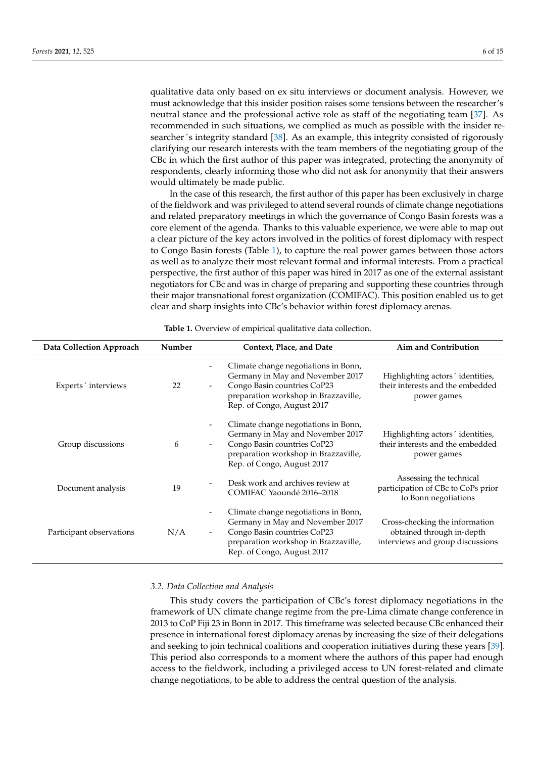qualitative data only based on ex situ interviews or document analysis. However, we must acknowledge that this insider position raises some tensions between the researcher's neutral stance and the professional active role as staff of the negotiating team [37]. As recommended in such situations, we complied as much as possible with the insider researcher´s integrity standard [38]. As an example, this integrity consisted of rigorously clarifying our research interests with the team members of the negotiating group of the CBc in which the first author of this paper was integrated, protecting the anonymity of respondents, clearly informing those who did not ask for anonymity that their answers would ultimately be made public.

In the case of this research, the first author of this paper has been exclusively in charge of the fieldwork and was privileged to attend several rounds of climate change negotiations and related preparatory meetings in which the governance of Congo Basin forests was a core element of the agenda. Thanks to this valuable experience, we were able to map out a clear picture of the key actors involved in the politics of forest diplomacy with respect to Congo Basin forests (Table 1), to capture the real power games between those actors as well as to analyze their most relevant formal and informal interests. From a practical perspective, the first author of this paper was hired in 2017 as one of the external assistant negotiators for CBc and was in charge of preparing and supporting these countries through their major transnational forest organization (COMIFAC). This position enabled us to get clear and sharp insights into CBc's behavior within forest diplomacy arenas.

**Table 1.** Overview of empirical qualitative data collection.

| Data Collection Approach | Number | Context, Place, and Date | Aim and Contribution |
|---|---|---|---|
| Experts´ interviews | 22 | - Climate change negotiations in Bonn, Germany in May and November 2017<br>- Congo Basin countries CoP23 preparation workshop in Brazzaville, Rep. of Congo, August 2017 | Highlighting actors´ identities, their interests and the embedded power games |
| Group discussions | 6 | - Climate change negotiations in Bonn, Germany in May and November 2017<br>- Congo Basin countries CoP23 preparation workshop in Brazzaville, Rep. of Congo, August 2017 | Highlighting actors´ identities, their interests and the embedded power games |
| Document analysis | 19 | - Desk work and archives review at COMIFAC Yaoundé 2016–2018 | Assessing the technical participation of CBc to CoPs prior to Bonn negotiations |
| Participant observations | N/A | - Climate change negotiations in Bonn, Germany in May and November 2017<br>- Congo Basin countries CoP23 preparation workshop in Brazzaville, Rep. of Congo, August 2017 | Cross-checking the information obtained through in-depth interviews and group discussions |

### *3.2. Data Collection and Analysis*

This study covers the participation of CBc's forest diplomacy negotiations in the framework of UN climate change regime from the pre-Lima climate change conference in 2013 to CoP Fiji 23 in Bonn in 2017. This timeframe was selected because CBc enhanced their presence in international forest diplomacy arenas by increasing the size of their delegations and seeking to join technical coalitions and cooperation initiatives during these years [39]. This period also corresponds to a moment where the authors of this paper had enough access to the fieldwork, including a privileged access to UN forest-related and climate change negotiations, to be able to address the central question of the analysis.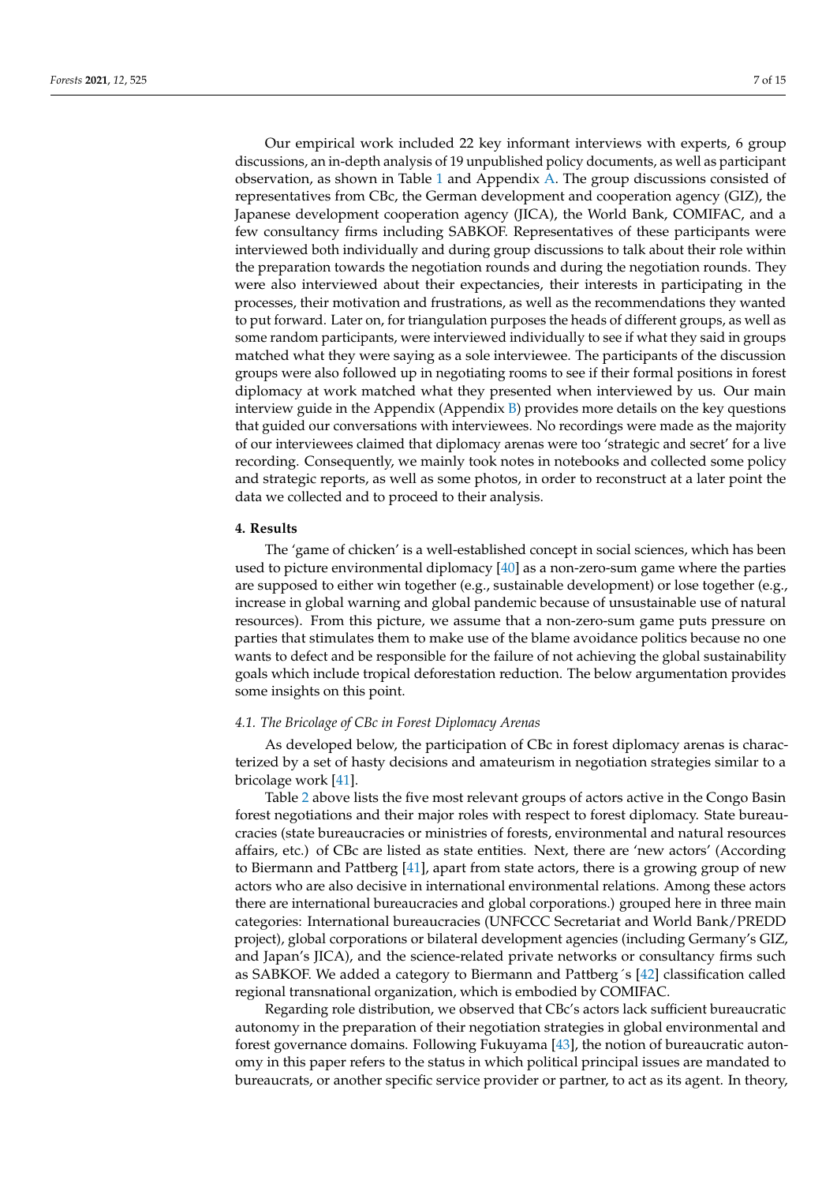Our empirical work included 22 key informant interviews with experts, 6 group discussions, an in-depth analysis of 19 unpublished policy documents, as well as participant observation, as shown in Table 1 and Appendix A. The group discussions consisted of representatives from CBc, the German development and cooperation agency (GIZ), the Japanese development cooperation agency (JICA), the World Bank, COMIFAC, and a few consultancy firms including SABKOF. Representatives of these participants were interviewed both individually and during group discussions to talk about their role within the preparation towards the negotiation rounds and during the negotiation rounds. They were also interviewed about their expectancies, their interests in participating in the processes, their motivation and frustrations, as well as the recommendations they wanted to put forward. Later on, for triangulation purposes the heads of different groups, as well as some random participants, were interviewed individually to see if what they said in groups matched what they were saying as a sole interviewee. The participants of the discussion groups were also followed up in negotiating rooms to see if their formal positions in forest diplomacy at work matched what they presented when interviewed by us. Our main interview guide in the Appendix (Appendix B) provides more details on the key questions that guided our conversations with interviewees. No recordings were made as the majority of our interviewees claimed that diplomacy arenas were too 'strategic and secret' for a live recording. Consequently, we mainly took notes in notebooks and collected some policy and strategic reports, as well as some photos, in order to reconstruct at a later point the data we collected and to proceed to their analysis.

## 4. Results

The 'game of chicken' is a well-established concept in social sciences, which has been used to picture environmental diplomacy [40] as a non-zero-sum game where the parties are supposed to either win together (e.g., sustainable development) or lose together (e.g., increase in global warning and global pandemic because of unsustainable use of natural resources). From this picture, we assume that a non-zero-sum game puts pressure on parties that stimulates them to make use of the blame avoidance politics because no one wants to defect and be responsible for the failure of not achieving the global sustainability goals which include tropical deforestation reduction. The below argumentation provides some insights on this point.

### *4.1. The Bricolage of CBc in Forest Diplomacy Arenas*

As developed below, the participation of CBc in forest diplomacy arenas is characterized by a set of hasty decisions and amateurism in negotiation strategies similar to a bricolage work [41].

Table 2 above lists the five most relevant groups of actors active in the Congo Basin forest negotiations and their major roles with respect to forest diplomacy. State bureaucracies (state bureaucracies or ministries of forests, environmental and natural resources affairs, etc.) of CBc are listed as state entities. Next, there are 'new actors' (According to Biermann and Pattberg [41], apart from state actors, there is a growing group of new actors who are also decisive in international environmental relations. Among these actors there are international bureaucracies and global corporations.) grouped here in three main categories: International bureaucracies (UNFCCC Secretariat and World Bank/PREDD project), global corporations or bilateral development agencies (including Germany's GIZ, and Japan's JICA), and the science-related private networks or consultancy firms such as SABKOF. We added a category to Biermann and Pattberg´s [42] classification called regional transnational organization, which is embodied by COMIFAC.

Regarding role distribution, we observed that CBc's actors lack sufficient bureaucratic autonomy in the preparation of their negotiation strategies in global environmental and forest governance domains. Following Fukuyama [43], the notion of bureaucratic autonomy in this paper refers to the status in which political principal issues are mandated to bureaucrats, or another specific service provider or partner, to act as its agent. In theory,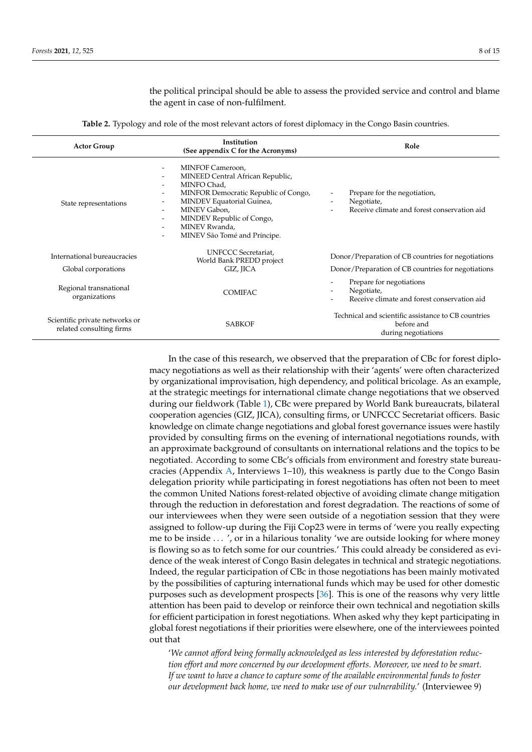the political principal should be able to assess the provided service and control and blame the agent in case of non-fulfilment.

**Table 2.** Typology and role of the most relevant actors of forest diplomacy in the Congo Basin countries.

| Actor Group | Institution (See appendix C for the Acronyms) | Role |
|---|---|---|
| State representations | - MINFOF Cameroon,<br>- MINEED Central African Republic,<br>- MINFO Chad,<br>- MINFOR Democratic Republic of Congo,<br>- MINDEV Equatorial Guinea,<br>- MINEV Gabon,<br>- MINDEV Republic of Congo,<br>- MINEV Rwanda,<br>- MINEV São Tomé and Príncipe. | - Prepare for the negotiation,<br>- Negotiate,<br>- Receive climate and forest conservation aid |
| International bureaucracies | UNFCCC Secretariat, World Bank PREDD project | Donor/Preparation of CB countries for negotiations |
| Global corporations | GIZ, JICA | Donor/Preparation of CB countries for negotiations |
| Regional transnational organizations | COMIFAC | - Prepare for negotiations<br>- Negotiate,<br>- Receive climate and forest conservation aid |
| Scientific private networks or related consulting firms | SABKOF | Technical and scientific assistance to CB countries before and during negotiations |

In the case of this research, we observed that the preparation of CBc for forest diplomacy negotiations as well as their relationship with their 'agents' were often characterized by organizational improvisation, high dependency, and political bricolage. As an example, at the strategic meetings for international climate change negotiations that we observed during our fieldwork (Table 1), CBc were prepared by World Bank bureaucrats, bilateral cooperation agencies (GIZ, JICA), consulting firms, or UNFCCC Secretariat officers. Basic knowledge on climate change negotiations and global forest governance issues were hastily provided by consulting firms on the evening of international negotiations rounds, with an approximate background of consultants on international relations and the topics to be negotiated. According to some CBc's officials from environment and forestry state bureaucracies (Appendix A, Interviews 1–10), this weakness is partly due to the Congo Basin delegation priority while participating in forest negotiations has often not been to meet the common United Nations forest-related objective of avoiding climate change mitigation through the reduction in deforestation and forest degradation. The reactions of some of our interviewees when they were seen outside of a negotiation session that they were assigned to follow-up during the Fiji Cop23 were in terms of 'were you really expecting me to be inside . . . ', or in a hilarious tonality 'we are outside looking for where money is flowing so as to fetch some for our countries.' This could already be considered as evidence of the weak interest of Congo Basin delegates in technical and strategic negotiations. Indeed, the regular participation of CBc in those negotiations has been mainly motivated by the possibilities of capturing international funds which may be used for other domestic purposes such as development prospects [36]. This is one of the reasons why very little attention has been paid to develop or reinforce their own technical and negotiation skills for efficient participation in forest negotiations. When asked why they kept participating in global forest negotiations if their priorities were elsewhere, one of the interviewees pointed out that

> '*We cannot afford being formally acknowledged as less interested by deforestation reduction effort and more concerned by our development efforts. Moreover, we need to be smart. If we want to have a chance to capture some of the available environmental funds to foster our development back home, we need to make use of our vulnerability.*' (Interviewee 9)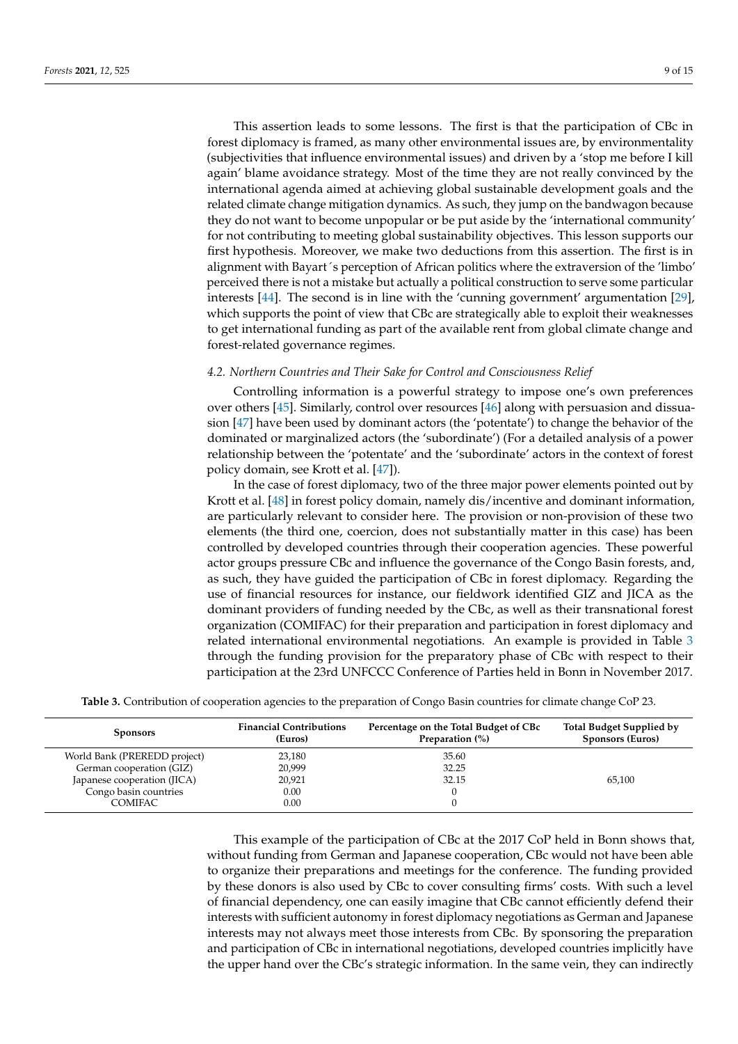This assertion leads to some lessons. The first is that the participation of CBc in forest diplomacy is framed, as many other environmental issues are, by environmentality (subjectivities that influence environmental issues) and driven by a 'stop me before I kill again' blame avoidance strategy. Most of the time they are not really convinced by the international agenda aimed at achieving global sustainable development goals and the related climate change mitigation dynamics. As such, they jump on the bandwagon because they do not want to become unpopular or be put aside by the 'international community' for not contributing to meeting global sustainability objectives. This lesson supports our first hypothesis. Moreover, we make two deductions from this assertion. The first is in alignment with Bayart´s perception of African politics where the extraversion of the 'limbo' perceived there is not a mistake but actually a political construction to serve some particular interests [44]. The second is in line with the 'cunning government' argumentation [29], which supports the point of view that CBc are strategically able to exploit their weaknesses to get international funding as part of the available rent from global climate change and forest-related governance regimes.

### *4.2. Northern Countries and Their Sake for Control and Consciousness Relief*

Controlling information is a powerful strategy to impose one's own preferences over others [45]. Similarly, control over resources [46] along with persuasion and dissuasion [47] have been used by dominant actors (the 'potentate') to change the behavior of the dominated or marginalized actors (the 'subordinate') (For a detailed analysis of a power relationship between the 'potentate' and the 'subordinate' actors in the context of forest policy domain, see Krott et al. [47]).

In the case of forest diplomacy, two of the three major power elements pointed out by Krott et al. [48] in forest policy domain, namely dis/incentive and dominant information, are particularly relevant to consider here. The provision or non-provision of these two elements (the third one, coercion, does not substantially matter in this case) has been controlled by developed countries through their cooperation agencies. These powerful actor groups pressure CBc and influence the governance of the Congo Basin forests, and, as such, they have guided the participation of CBc in forest diplomacy. Regarding the use of financial resources for instance, our fieldwork identified GIZ and JICA as the dominant providers of funding needed by the CBc, as well as their transnational forest organization (COMIFAC) for their preparation and participation in forest diplomacy and related international environmental negotiations. An example is provided in Table 3 through the funding provision for the preparatory phase of CBc with respect to their participation at the 23rd UNFCCC Conference of Parties held in Bonn in November 2017.

**Table 3.** Contribution of cooperation agencies to the preparation of Congo Basin countries for climate change CoP 23.

| Sponsors | Financial Contributions (Euros) | Percentage on the Total Budget of CBc Preparation (%) | Total Budget Supplied by Sponsors (Euros) |
|---|---|---|---|
| World Bank (PREREDD project) | 23,180 | 35.60 | |
| German cooperation (GIZ) | 20,999 | 32.25 | |
| Japanese cooperation (JICA) | 20,921 | 32.15 | 65,100 |
| Congo basin countries | 0.00 | 0 | |
| COMIFAC | 0.00 | 0 | |

This example of the participation of CBc at the 2017 CoP held in Bonn shows that, without funding from German and Japanese cooperation, CBc would not have been able to organize their preparations and meetings for the conference. The funding provided by these donors is also used by CBc to cover consulting firms' costs. With such a level of financial dependency, one can easily imagine that CBc cannot efficiently defend their interests with sufficient autonomy in forest diplomacy negotiations as German and Japanese interests may not always meet those interests from CBc. By sponsoring the preparation and participation of CBc in international negotiations, developed countries implicitly have the upper hand over the CBc's strategic information. In the same vein, they can indirectly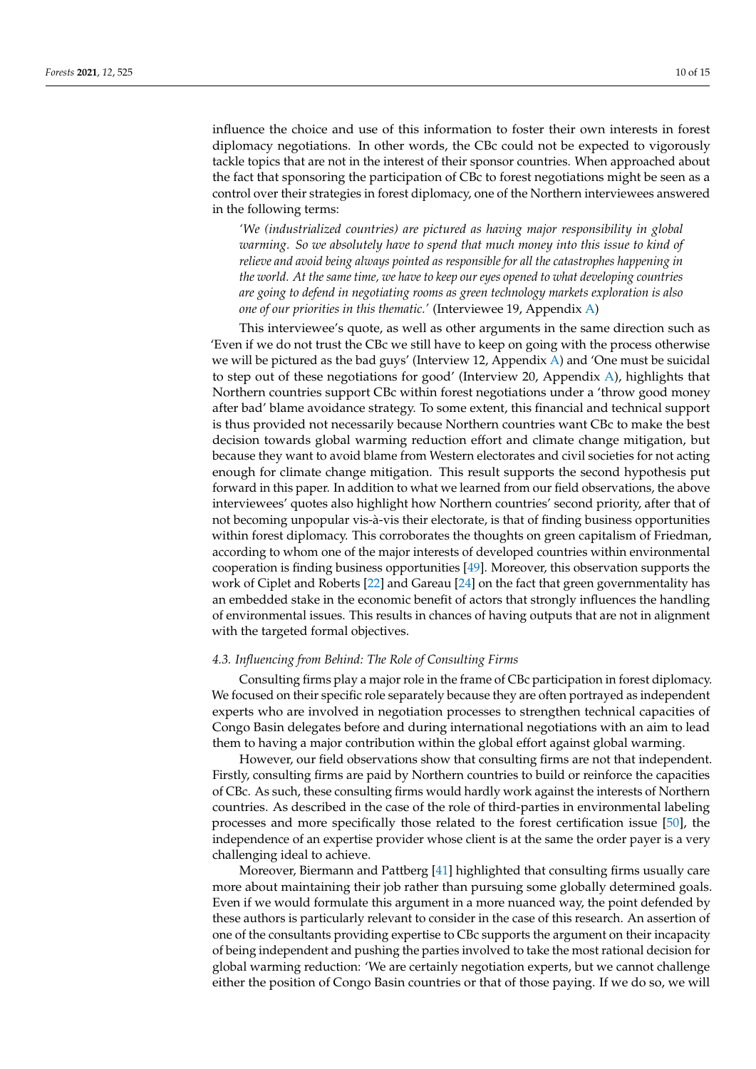influence the choice and use of this information to foster their own interests in forest diplomacy negotiations. In other words, the CBc could not be expected to vigorously tackle topics that are not in the interest of their sponsor countries. When approached about the fact that sponsoring the participation of CBc to forest negotiations might be seen as a control over their strategies in forest diplomacy, one of the Northern interviewees answered in the following terms:

> *'We (industrialized countries) are pictured as having major responsibility in global warming. So we absolutely have to spend that much money into this issue to kind of relieve and avoid being always pointed as responsible for all the catastrophes happening in the world. At the same time, we have to keep our eyes opened to what developing countries are going to defend in negotiating rooms as green technology markets exploration is also one of our priorities in this thematic.'* (Interviewee 19, Appendix A)

This interviewee's quote, as well as other arguments in the same direction such as 'Even if we do not trust the CBc we still have to keep on going with the process otherwise we will be pictured as the bad guys' (Interview 12, Appendix A) and 'One must be suicidal to step out of these negotiations for good' (Interview 20, Appendix A), highlights that Northern countries support CBc within forest negotiations under a 'throw good money after bad' blame avoidance strategy. To some extent, this financial and technical support is thus provided not necessarily because Northern countries want CBc to make the best decision towards global warming reduction effort and climate change mitigation, but because they want to avoid blame from Western electorates and civil societies for not acting enough for climate change mitigation. This result supports the second hypothesis put forward in this paper. In addition to what we learned from our field observations, the above interviewees' quotes also highlight how Northern countries' second priority, after that of not becoming unpopular vis-à-vis their electorate, is that of finding business opportunities within forest diplomacy. This corroborates the thoughts on green capitalism of Friedman, according to whom one of the major interests of developed countries within environmental cooperation is finding business opportunities [49]. Moreover, this observation supports the work of Ciplet and Roberts [22] and Gareau [24] on the fact that green governmentality has an embedded stake in the economic benefit of actors that strongly influences the handling of environmental issues. This results in chances of having outputs that are not in alignment with the targeted formal objectives.

### *4.3. Influencing from Behind: The Role of Consulting Firms*

Consulting firms play a major role in the frame of CBc participation in forest diplomacy. We focused on their specific role separately because they are often portrayed as independent experts who are involved in negotiation processes to strengthen technical capacities of Congo Basin delegates before and during international negotiations with an aim to lead them to having a major contribution within the global effort against global warming.

However, our field observations show that consulting firms are not that independent. Firstly, consulting firms are paid by Northern countries to build or reinforce the capacities of CBc. As such, these consulting firms would hardly work against the interests of Northern countries. As described in the case of the role of third-parties in environmental labeling processes and more specifically those related to the forest certification issue [50], the independence of an expertise provider whose client is at the same the order payer is a very challenging ideal to achieve.

Moreover, Biermann and Pattberg [41] highlighted that consulting firms usually care more about maintaining their job rather than pursuing some globally determined goals. Even if we would formulate this argument in a more nuanced way, the point defended by these authors is particularly relevant to consider in the case of this research. An assertion of one of the consultants providing expertise to CBc supports the argument on their incapacity of being independent and pushing the parties involved to take the most rational decision for global warming reduction: 'We are certainly negotiation experts, but we cannot challenge either the position of Congo Basin countries or that of those paying. If we do so, we will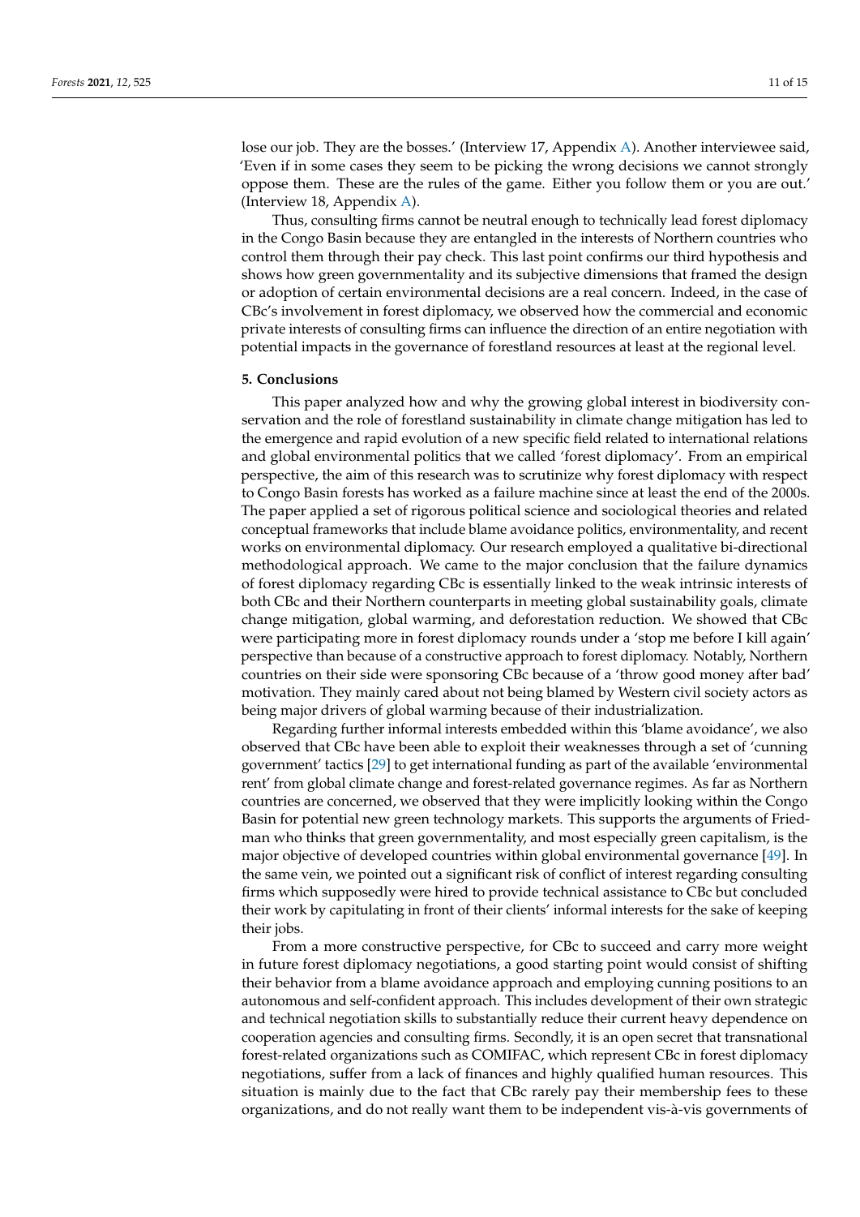lose our job. They are the bosses.' (Interview 17, Appendix A). Another interviewee said, 'Even if in some cases they seem to be picking the wrong decisions we cannot strongly oppose them. These are the rules of the game. Either you follow them or you are out.' (Interview 18, Appendix A).

Thus, consulting firms cannot be neutral enough to technically lead forest diplomacy in the Congo Basin because they are entangled in the interests of Northern countries who control them through their pay check. This last point confirms our third hypothesis and shows how green governmentality and its subjective dimensions that framed the design or adoption of certain environmental decisions are a real concern. Indeed, in the case of CBc's involvement in forest diplomacy, we observed how the commercial and economic private interests of consulting firms can influence the direction of an entire negotiation with potential impacts in the governance of forestland resources at least at the regional level.

## 5. Conclusions

This paper analyzed how and why the growing global interest in biodiversity conservation and the role of forestland sustainability in climate change mitigation has led to the emergence and rapid evolution of a new specific field related to international relations and global environmental politics that we called 'forest diplomacy'. From an empirical perspective, the aim of this research was to scrutinize why forest diplomacy with respect to Congo Basin forests has worked as a failure machine since at least the end of the 2000s. The paper applied a set of rigorous political science and sociological theories and related conceptual frameworks that include blame avoidance politics, environmentality, and recent works on environmental diplomacy. Our research employed a qualitative bi-directional methodological approach. We came to the major conclusion that the failure dynamics of forest diplomacy regarding CBc is essentially linked to the weak intrinsic interests of both CBc and their Northern counterparts in meeting global sustainability goals, climate change mitigation, global warming, and deforestation reduction. We showed that CBc were participating more in forest diplomacy rounds under a 'stop me before I kill again' perspective than because of a constructive approach to forest diplomacy. Notably, Northern countries on their side were sponsoring CBc because of a 'throw good money after bad' motivation. They mainly cared about not being blamed by Western civil society actors as being major drivers of global warming because of their industrialization.

Regarding further informal interests embedded within this 'blame avoidance', we also observed that CBc have been able to exploit their weaknesses through a set of 'cunning government' tactics [29] to get international funding as part of the available 'environmental rent' from global climate change and forest-related governance regimes. As far as Northern countries are concerned, we observed that they were implicitly looking within the Congo Basin for potential new green technology markets. This supports the arguments of Friedman who thinks that green governmentality, and most especially green capitalism, is the major objective of developed countries within global environmental governance [49]. In the same vein, we pointed out a significant risk of conflict of interest regarding consulting firms which supposedly were hired to provide technical assistance to CBc but concluded their work by capitulating in front of their clients' informal interests for the sake of keeping their jobs.

From a more constructive perspective, for CBc to succeed and carry more weight in future forest diplomacy negotiations, a good starting point would consist of shifting their behavior from a blame avoidance approach and employing cunning positions to an autonomous and self-confident approach. This includes development of their own strategic and technical negotiation skills to substantially reduce their current heavy dependence on cooperation agencies and consulting firms. Secondly, it is an open secret that transnational forest-related organizations such as COMIFAC, which represent CBc in forest diplomacy negotiations, suffer from a lack of finances and highly qualified human resources. This situation is mainly due to the fact that CBc rarely pay their membership fees to these organizations, and do not really want them to be independent vis-à-vis governments of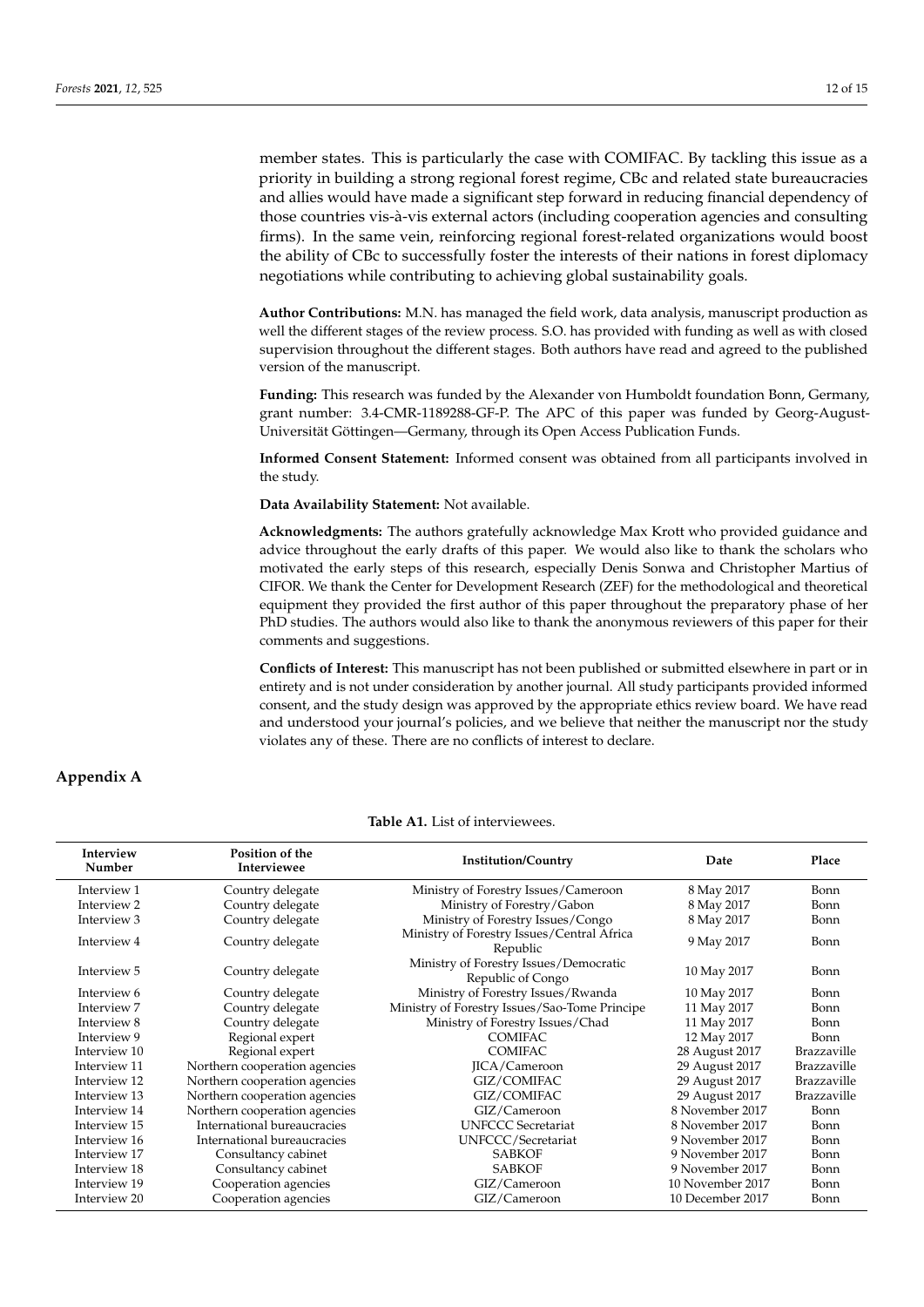member states. This is particularly the case with COMIFAC. By tackling this issue as a priority in building a strong regional forest regime, CBc and related state bureaucracies and allies would have made a significant step forward in reducing financial dependency of those countries vis-à-vis external actors (including cooperation agencies and consulting firms). In the same vein, reinforcing regional forest-related organizations would boost the ability of CBc to successfully foster the interests of their nations in forest diplomacy negotiations while contributing to achieving global sustainability goals.

**Author Contributions:** M.N. has managed the field work, data analysis, manuscript production as well the different stages of the review process. S.O. has provided with funding as well as with closed supervision throughout the different stages. Both authors have read and agreed to the published version of the manuscript.

**Funding:** This research was funded by the Alexander von Humboldt foundation Bonn, Germany, grant number: 3.4-CMR-1189288-GF-P. The APC of this paper was funded by Georg-August-Universität Göttingen—Germany, through its Open Access Publication Funds.

**Informed Consent Statement:** Informed consent was obtained from all participants involved in the study.

**Data Availability Statement:** Not available.

**Acknowledgments:** The authors gratefully acknowledge Max Krott who provided guidance and advice throughout the early drafts of this paper. We would also like to thank the scholars who motivated the early steps of this research, especially Denis Sonwa and Christopher Martius of CIFOR. We thank the Center for Development Research (ZEF) for the methodological and theoretical equipment they provided the first author of this paper throughout the preparatory phase of her PhD studies. The authors would also like to thank the anonymous reviewers of this paper for their comments and suggestions.

**Conflicts of Interest:** This manuscript has not been published or submitted elsewhere in part or in entirety and is not under consideration by another journal. All study participants provided informed consent, and the study design was approved by the appropriate ethics review board. We have read and understood your journal's policies, and we believe that neither the manuscript nor the study violates any of these. There are no conflicts of interest to declare.

## Appendix A

**Table A1.** List of interviewees.

| Interview Number | Position of the Interviewee | Institution/Country | Date | Place |
|---|---|---|---|---|
| Interview 1 | Country delegate | Ministry of Forestry Issues/Cameroon | 8 May 2017 | Bonn |
| Interview 2 | Country delegate | Ministry of Forestry/Gabon | 8 May 2017 | Bonn |
| Interview 3 | Country delegate | Ministry of Forestry Issues/Congo | 8 May 2017 | Bonn |
| Interview 4 | Country delegate | Ministry of Forestry Issues/Central Africa Republic | 9 May 2017 | Bonn |
| Interview 5 | Country delegate | Ministry of Forestry Issues/Democratic Republic of Congo | 10 May 2017 | Bonn |
| Interview 6 | Country delegate | Ministry of Forestry Issues/Rwanda | 10 May 2017 | Bonn |
| Interview 7 | Country delegate | Ministry of Forestry Issues/Sao-Tome Principe | 11 May 2017 | Bonn |
| Interview 8 | Country delegate | Ministry of Forestry Issues/Chad | 11 May 2017 | Bonn |
| Interview 9 | Regional expert | COMIFAC | 12 May 2017 | Bonn |
| Interview 10 | Regional expert | COMIFAC | 28 August 2017 | Brazzaville |
| Interview 11 | Northern cooperation agencies | JICA/Cameroon | 29 August 2017 | Brazzaville |
| Interview 12 | Northern cooperation agencies | GIZ/COMIFAC | 29 August 2017 | Brazzaville |
| Interview 13 | Northern cooperation agencies | GIZ/COMIFAC | 29 August 2017 | Brazzaville |
| Interview 14 | Northern cooperation agencies | GIZ/Cameroon | 8 November 2017 | Bonn |
| Interview 15 | International bureaucracies | UNFCCC Secretariat | 8 November 2017 | Bonn |
| Interview 16 | International bureaucracies | UNFCCC/Secretariat | 9 November 2017 | Bonn |
| Interview 17 | Consultancy cabinet | SABKOF | 9 November 2017 | Bonn |
| Interview 18 | Consultancy cabinet | SABKOF | 9 November 2017 | Bonn |
| Interview 19 | Cooperation agencies | GIZ/Cameroon | 10 November 2017 | Bonn |
| Interview 20 | Cooperation agencies | GIZ/Cameroon | 10 December 2017 | Bonn |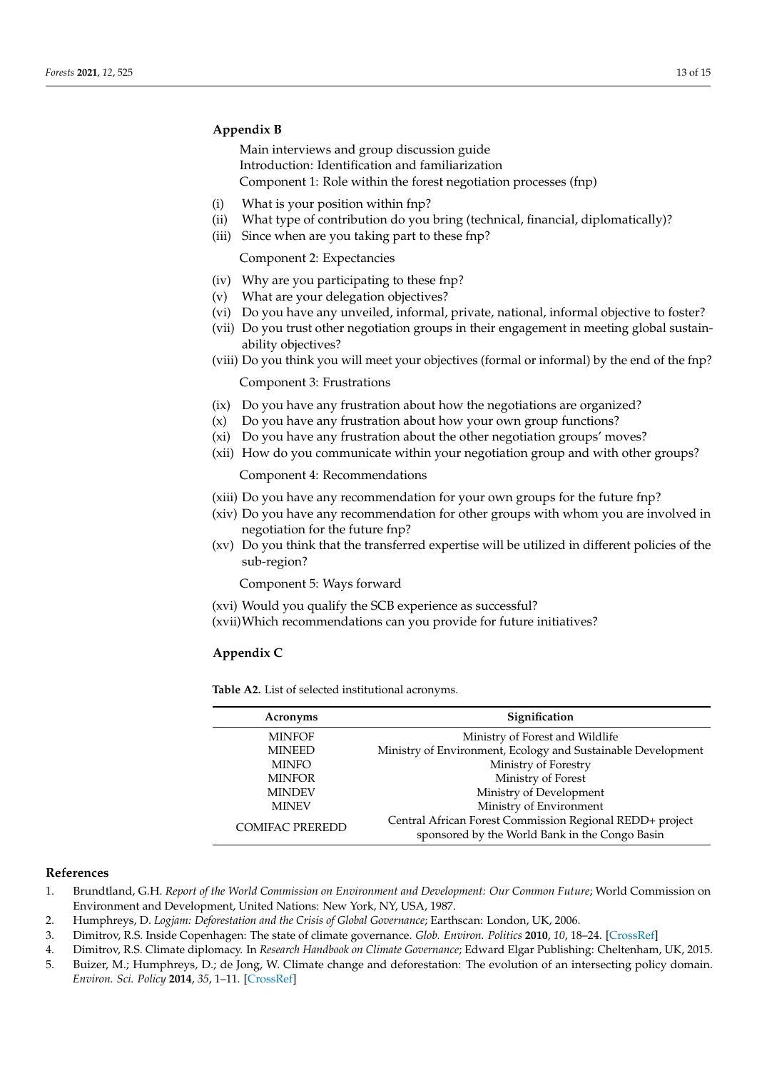## Appendix B

Main interviews and group discussion guide
Introduction: Identification and familiarization
Component 1: Role within the forest negotiation processes (fnp)

(i) What is your position within fnp?
(ii) What type of contribution do you bring (technical, financial, diplomatically)?
(iii) Since when are you taking part to these fnp?

Component 2: Expectancies

(iv) Why are you participating to these fnp?
(v) What are your delegation objectives?
(vi) Do you have any unveiled, informal, private, national, informal objective to foster?
(vii) Do you trust other negotiation groups in their engagement in meeting global sustainability objectives?
(viii) Do you think you will meet your objectives (formal or informal) by the end of the fnp?

Component 3: Frustrations

(ix) Do you have any frustration about how the negotiations are organized?
(x) Do you have any frustration about how your own group functions?
(xi) Do you have any frustration about the other negotiation groups' moves?
(xii) How do you communicate within your negotiation group and with other groups?

Component 4: Recommendations

(xiii) Do you have any recommendation for your own groups for the future fnp?
(xiv) Do you have any recommendation for other groups with whom you are involved in negotiation for the future fnp?
(xv) Do you think that the transferred expertise will be utilized in different policies of the sub-region?

Component 5: Ways forward

(xvi) Would you qualify the SCB experience as successful?
(xvii) Which recommendations can you provide for future initiatives?

## Appendix C

**Table A2.** List of selected institutional acronyms.

| Acronyms | Signification |
|---|---|
| MINFOF | Ministry of Forest and Wildlife |
| MINEED | Ministry of Environment, Ecology and Sustainable Development |
| MINFO | Ministry of Forestry |
| MINFOR | Ministry of Forest |
| MINDEV | Ministry of Development |
| MINEV | Ministry of Environment |
| COMIFAC PREREDD | Central African Forest Commission Regional REDD+ project sponsored by the World Bank in the Congo Basin |

## References

1. Brundtland, G.H. *Report of the World Commission on Environment and Development: Our Common Future*; World Commission on Environment and Development, United Nations: New York, NY, USA, 1987.
2. Humphreys, D. *Logjam: Deforestation and the Crisis of Global Governance*; Earthscan: London, UK, 2006.
3. Dimitrov, R.S. Inside Copenhagen: The state of climate governance. *Glob. Environ. Politics* **2010**, *10*, 18–24. [CrossRef]
4. Dimitrov, R.S. Climate diplomacy. In *Research Handbook on Climate Governance*; Edward Elgar Publishing: Cheltenham, UK, 2015.
5. Buizer, M.; Humphreys, D.; de Jong, W. Climate change and deforestation: The evolution of an intersecting policy domain. *Environ. Sci. Policy* **2014**, *35*, 1–11. [CrossRef]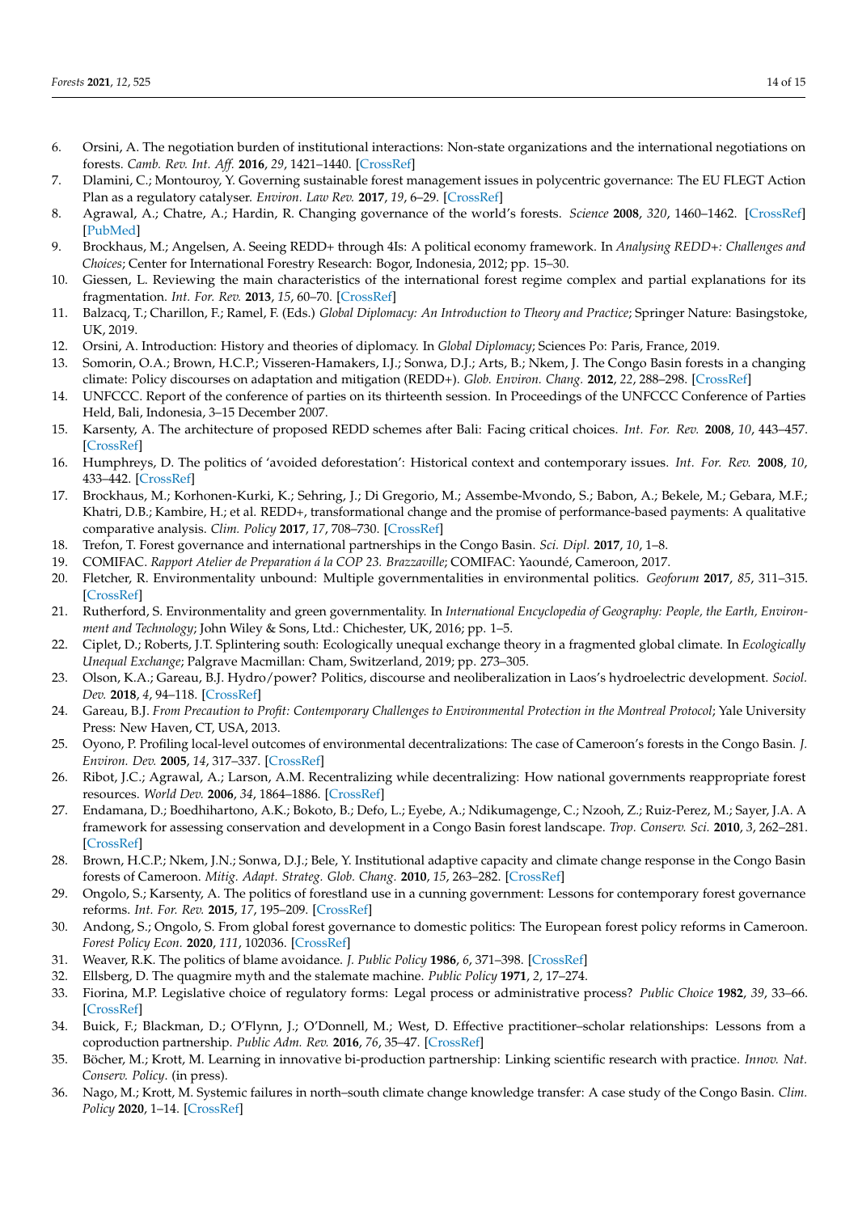6. Orsini, A. The negotiation burden of institutional interactions: Non-state organizations and the international negotiations on forests. *Camb. Rev. Int. Aff.* **2016**, *29*, 1421–1440. [CrossRef]
7. Dlamini, C.; Montouroy, Y. Governing sustainable forest management issues in polycentric governance: The EU FLEGT Action Plan as a regulatory catalyser. *Environ. Law Rev.* **2017**, *19*, 6–29. [CrossRef]
8. Agrawal, A.; Chatre, A.; Hardin, R. Changing governance of the world's forests. *Science* **2008**, *320*, 1460–1462. [CrossRef] [PubMed]
9. Brockhaus, M.; Angelsen, A. Seeing REDD+ through 4Is: A political economy framework. In *Analysing REDD+: Challenges and Choices*; Center for International Forestry Research: Bogor, Indonesia, 2012; pp. 15–30.
10. Giessen, L. Reviewing the main characteristics of the international forest regime complex and partial explanations for its fragmentation. *Int. For. Rev.* **2013**, *15*, 60–70. [CrossRef]
11. Balzacq, T.; Charillon, F.; Ramel, F. (Eds.) *Global Diplomacy: An Introduction to Theory and Practice*; Springer Nature: Basingstoke, UK, 2019.
12. Orsini, A. Introduction: History and theories of diplomacy. In *Global Diplomacy*; Sciences Po: Paris, France, 2019.
13. Somorin, O.A.; Brown, H.C.P.; Visseren-Hamakers, I.J.; Sonwa, D.J.; Arts, B.; Nkem, J. The Congo Basin forests in a changing climate: Policy discourses on adaptation and mitigation (REDD+). *Glob. Environ. Chang.* **2012**, *22*, 288–298. [CrossRef]
14. UNFCCC. Report of the conference of parties on its thirteenth session. In Proceedings of the UNFCCC Conference of Parties Held, Bali, Indonesia, 3–15 December 2007.
15. Karsenty, A. The architecture of proposed REDD schemes after Bali: Facing critical choices. *Int. For. Rev.* **2008**, *10*, 443–457. [CrossRef]
16. Humphreys, D. The politics of 'avoided deforestation': Historical context and contemporary issues. *Int. For. Rev.* **2008**, *10*, 433–442. [CrossRef]
17. Brockhaus, M.; Korhonen-Kurki, K.; Sehring, J.; Di Gregorio, M.; Assembe-Mvondo, S.; Babon, A.; Bekele, M.; Gebara, M.F.; Khatri, D.B.; Kambire, H.; et al. REDD+, transformational change and the promise of performance-based payments: A qualitative comparative analysis. *Clim. Policy* **2017**, *17*, 708–730. [CrossRef]
18. Trefon, T. Forest governance and international partnerships in the Congo Basin. *Sci. Dipl.* **2017**, *10*, 1–8.
19. COMIFAC. *Rapport Atelier de Preparation á la COP 23. Brazzaville*; COMIFAC: Yaoundé, Cameroon, 2017.
20. Fletcher, R. Environmentality unbound: Multiple governmentalities in environmental politics. *Geoforum* **2017**, *85*, 311–315. [CrossRef]
21. Rutherford, S. Environmentality and green governmentality. In *International Encyclopedia of Geography: People, the Earth, Environment and Technology*; John Wiley & Sons, Ltd.: Chichester, UK, 2016; pp. 1–5.
22. Ciplet, D.; Roberts, J.T. Splintering south: Ecologically unequal exchange theory in a fragmented global climate. In *Ecologically Unequal Exchange*; Palgrave Macmillan: Cham, Switzerland, 2019; pp. 273–305.
23. Olson, K.A.; Gareau, B.J. Hydro/power? Politics, discourse and neoliberalization in Laos's hydroelectric development. *Sociol. Dev.* **2018**, *4*, 94–118. [CrossRef]
24. Gareau, B.J. *From Precaution to Profit: Contemporary Challenges to Environmental Protection in the Montreal Protocol*; Yale University Press: New Haven, CT, USA, 2013.
25. Oyono, P. Profiling local-level outcomes of environmental decentralizations: The case of Cameroon's forests in the Congo Basin. *J. Environ. Dev.* **2005**, *14*, 317–337. [CrossRef]
26. Ribot, J.C.; Agrawal, A.; Larson, A.M. Recentralizing while decentralizing: How national governments reappropriate forest resources. *World Dev.* **2006**, *34*, 1864–1886. [CrossRef]
27. Endamana, D.; Boedhihartono, A.K.; Bokoto, B.; Defo, L.; Eyebe, A.; Ndikumagenge, C.; Nzooh, Z.; Ruiz-Perez, M.; Sayer, J.A. A framework for assessing conservation and development in a Congo Basin forest landscape. *Trop. Conserv. Sci.* **2010**, *3*, 262–281. [CrossRef]
28. Brown, H.C.P.; Nkem, J.N.; Sonwa, D.J.; Bele, Y. Institutional adaptive capacity and climate change response in the Congo Basin forests of Cameroon. *Mitig. Adapt. Strateg. Glob. Chang.* **2010**, *15*, 263–282. [CrossRef]
29. Ongolo, S.; Karsenty, A. The politics of forestland use in a cunning government: Lessons for contemporary forest governance reforms. *Int. For. Rev.* **2015**, *17*, 195–209. [CrossRef]
30. Andong, S.; Ongolo, S. From global forest governance to domestic politics: The European forest policy reforms in Cameroon. *Forest Policy Econ.* **2020**, *111*, 102036. [CrossRef]
31. Weaver, R.K. The politics of blame avoidance. *J. Public Policy* **1986**, *6*, 371–398. [CrossRef]
32. Ellsberg, D. The quagmire myth and the stalemate machine. *Public Policy* **1971**, *2*, 17–274.
33. Fiorina, M.P. Legislative choice of regulatory forms: Legal process or administrative process? *Public Choice* **1982**, *39*, 33–66. [CrossRef]
34. Buick, F.; Blackman, D.; O'Flynn, J.; O'Donnell, M.; West, D. Effective practitioner–scholar relationships: Lessons from a coproduction partnership. *Public Adm. Rev.* **2016**, *76*, 35–47. [CrossRef]
35. Böcher, M.; Krott, M. Learning in innovative bi-production partnership: Linking scientific research with practice. *Innov. Nat. Conserv. Policy*. (in press).
36. Nago, M.; Krott, M. Systemic failures in north–south climate change knowledge transfer: A case study of the Congo Basin. *Clim. Policy* **2020**, 1–14. [CrossRef]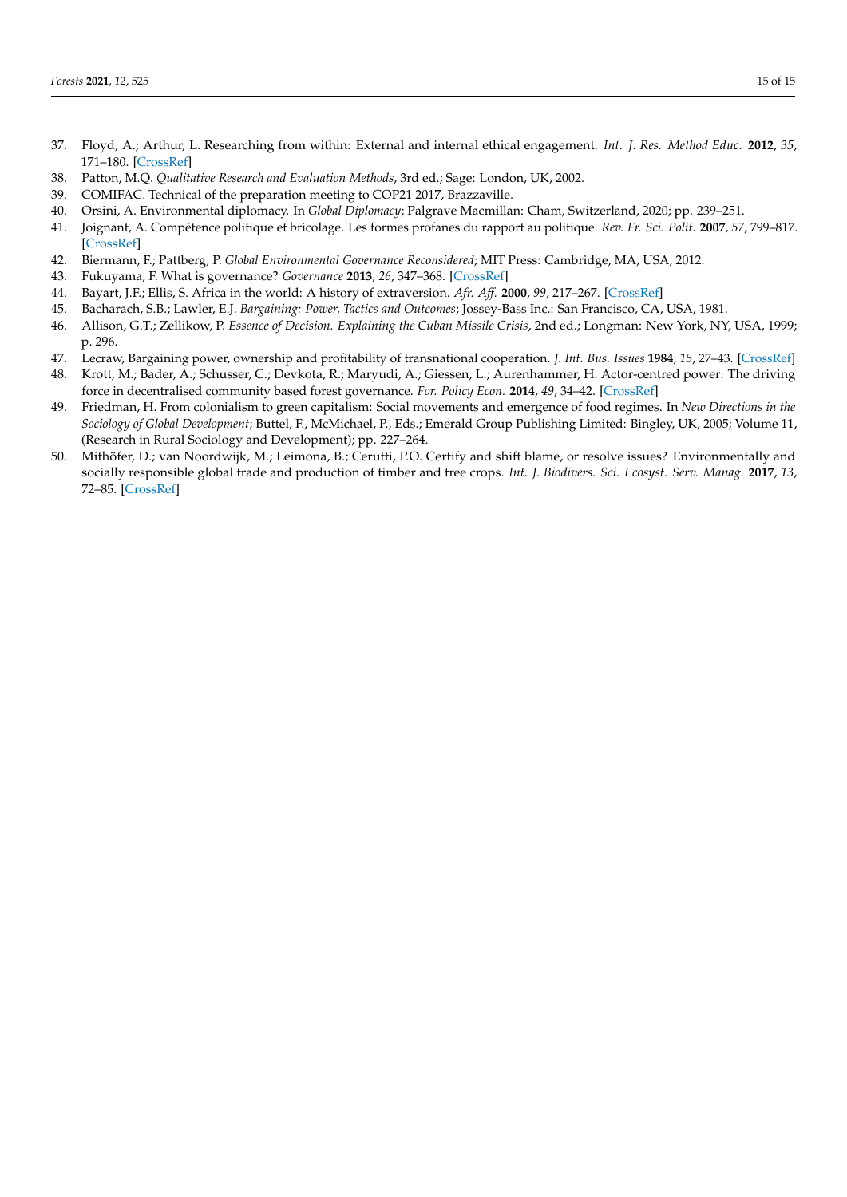37. Floyd, A.; Arthur, L. Researching from within: External and internal ethical engagement. *Int. J. Res. Method Educ.* **2012**, *35*, 171–180. [CrossRef]
38. Patton, M.Q. *Qualitative Research and Evaluation Methods*, 3rd ed.; Sage: London, UK, 2002.
39. COMIFAC. Technical of the preparation meeting to COP21 2017, Brazzaville.
40. Orsini, A. Environmental diplomacy. In *Global Diplomacy*; Palgrave Macmillan: Cham, Switzerland, 2020; pp. 239–251.
41. Joignant, A. Compétence politique et bricolage. Les formes profanes du rapport au politique. *Rev. Fr. Sci. Polit.* **2007**, *57*, 799–817. [CrossRef]
42. Biermann, F.; Pattberg, P. *Global Environmental Governance Reconsidered*; MIT Press: Cambridge, MA, USA, 2012.
43. Fukuyama, F. What is governance? *Governance* **2013**, *26*, 347–368. [CrossRef]
44. Bayart, J.F.; Ellis, S. Africa in the world: A history of extraversion. *Afr. Aff.* **2000**, *99*, 217–267. [CrossRef]
45. Bacharach, S.B.; Lawler, E.J. *Bargaining: Power, Tactics and Outcomes*; Jossey-Bass Inc.: San Francisco, CA, USA, 1981.
46. Allison, G.T.; Zellikow, P. *Essence of Decision. Explaining the Cuban Missile Crisis*, 2nd ed.; Longman: New York, NY, USA, 1999; p. 296.
47. Lecraw, Bargaining power, ownership and profitability of transnational cooperation. *J. Int. Bus. Issues* **1984**, *15*, 27–43. [CrossRef]
48. Krott, M.; Bader, A.; Schusser, C.; Devkota, R.; Maryudi, A.; Giessen, L.; Aurenhammer, H. Actor-centred power: The driving force in decentralised community based forest governance. *For. Policy Econ.* **2014**, *49*, 34–42. [CrossRef]
49. Friedman, H. From colonialism to green capitalism: Social movements and emergence of food regimes. In *New Directions in the Sociology of Global Development*; Buttel, F., McMichael, P., Eds.; Emerald Group Publishing Limited: Bingley, UK, 2005; Volume 11, (Research in Rural Sociology and Development); pp. 227–264.
50. Mithöfer, D.; van Noordwijk, M.; Leimona, B.; Cerutti, P.O. Certify and shift blame, or resolve issues? Environmentally and socially responsible global trade and production of timber and tree crops. *Int. J. Biodivers. Sci. Ecosyst. Serv. Manag.* **2017**, *13*, 72–85. [CrossRef]